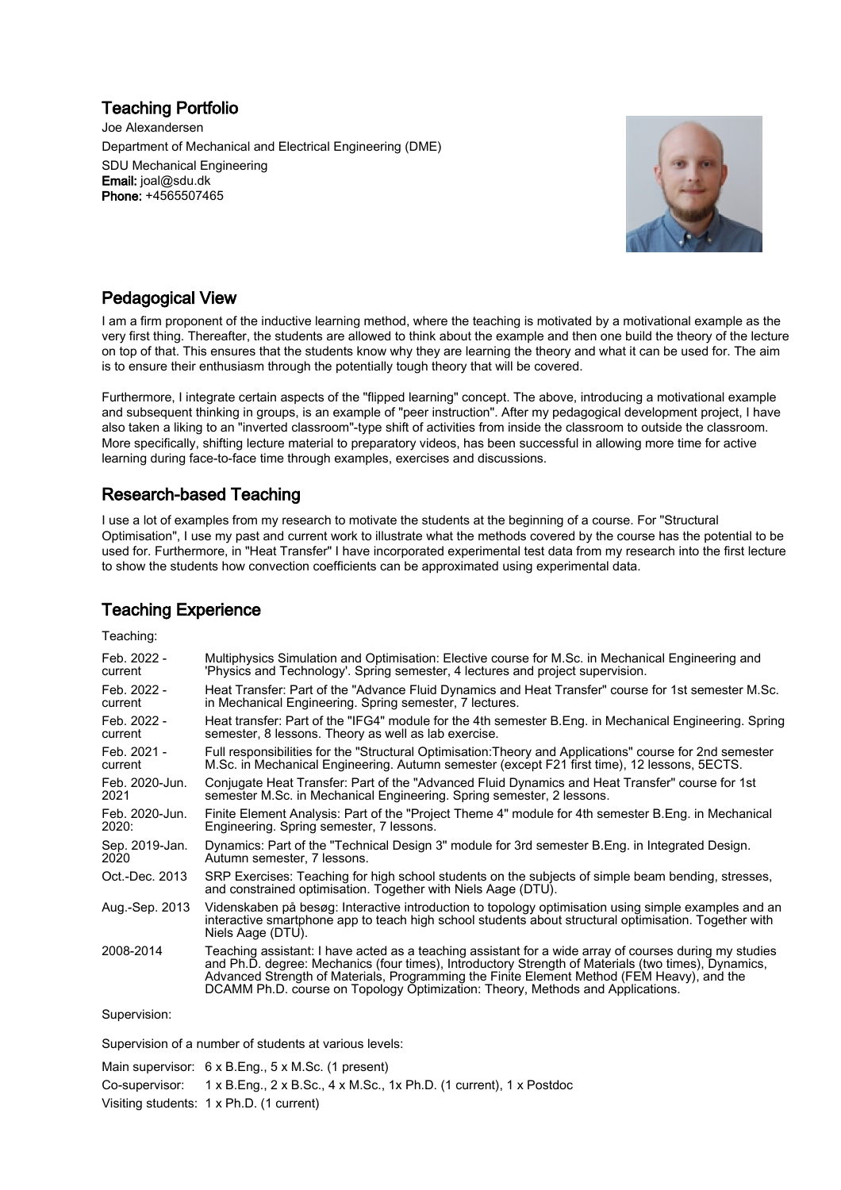# Teaching Portfolio

Joe Alexandersen

Department of Mechanical and Electrical Engineering (DME)

SDU Mechanical Engineering

**Email:** joal@sdu.dk

**Phone:** +4565507465

## Pedagogical View

I am a firm proponent of the inductive learning method, where the teaching is motivated by a motivational example as the very first thing. Thereafter, the students are allowed to think about the example and then one build the theory of the lecture on top of that. This ensures that the students know why they are learning the theory and what it can be used for. The aim is to ensure their enthusiasm through the potentially tough theory that will be covered.

Furthermore, I integrate certain aspects of the "flipped learning" concept. The above, introducing a motivational example and subsequent thinking in groups, is an example of "peer instruction". After my pedagogical development project, I have also taken a liking to an "inverted classroom"-type shift of activities from inside the classroom to outside the classroom. More specifically, shifting lecture material to preparatory videos, has been successful in allowing more time for active learning during face-to-face time through examples, exercises and discussions.

## Research-based Teaching

I use a lot of examples from my research to motivate the students at the beginning of a course. For "Structural Optimisation", I use my past and current work to illustrate what the methods covered by the course has the potential to be used for. Furthermore, in "Heat Transfer" I have incorporated experimental test data from my research into the first lecture to show the students how convection coefficients can be approximated using experimental data.

## Teaching Experience

Teaching:

| | |
|---|---|
| Feb. 2022 - current | Multiphysics Simulation and Optimisation: Elective course for M.Sc. in Mechanical Engineering and 'Physics and Technology'. Spring semester, 4 lectures and project supervision. |
| Feb. 2022 - current | Heat Transfer: Part of the "Advance Fluid Dynamics and Heat Transfer" course for 1st semester M.Sc. in Mechanical Engineering. Spring semester, 7 lectures. |
| Feb. 2022 - current | Heat transfer: Part of the "IFG4" module for the 4th semester B.Eng. in Mechanical Engineering. Spring semester, 8 lessons. Theory as well as lab exercise. |
| Feb. 2021 - current | Full responsibilities for the "Structural Optimisation:Theory and Applications" course for 2nd semester M.Sc. in Mechanical Engineering. Autumn semester (except F21 first time), 12 lessons, 5ECTS. |
| Feb. 2020-Jun. 2021 | Conjugate Heat Transfer: Part of the "Advanced Fluid Dynamics and Heat Transfer" course for 1st semester M.Sc. in Mechanical Engineering. Spring semester, 2 lessons. |
| Feb. 2020-Jun. 2020: | Finite Element Analysis: Part of the "Project Theme 4" module for 4th semester B.Eng. in Mechanical Engineering. Spring semester, 7 lessons. |
| Sep. 2019-Jan. 2020 | Dynamics: Part of the "Technical Design 3" module for 3rd semester B.Eng. in Integrated Design. Autumn semester, 7 lessons. |
| Oct.-Dec. 2013 | SRP Exercises: Teaching for high school students on the subjects of simple beam bending, stresses, and constrained optimisation. Together with Niels Aage (DTU). |
| Aug.-Sep. 2013 | Videnskaben på besøg: Interactive introduction to topology optimisation using simple examples and an interactive smartphone app to teach high school students about structural optimisation. Together with Niels Aage (DTU). |
| 2008-2014 | Teaching assistant: I have acted as a teaching assistant for a wide array of courses during my studies and Ph.D. degree: Mechanics (four times), Introductory Strength of Materials (two times), Dynamics, Advanced Strength of Materials, Programming the Finite Element Method (FEM Heavy), and the DCAMM Ph.D. course on Topology Optimization: Theory, Methods and Applications. |

Supervision:

Supervision of a number of students at various levels:

| | |
|---|---|
| Main supervisor: | 6 x B.Eng., 5 x M.Sc. (1 present) |
| Co-supervisor: | 1 x B.Eng., 2 x B.Sc., 4 x M.Sc., 1x Ph.D. (1 current), 1 x Postdoc |
| Visiting students: | 1 x Ph.D. (1 current) |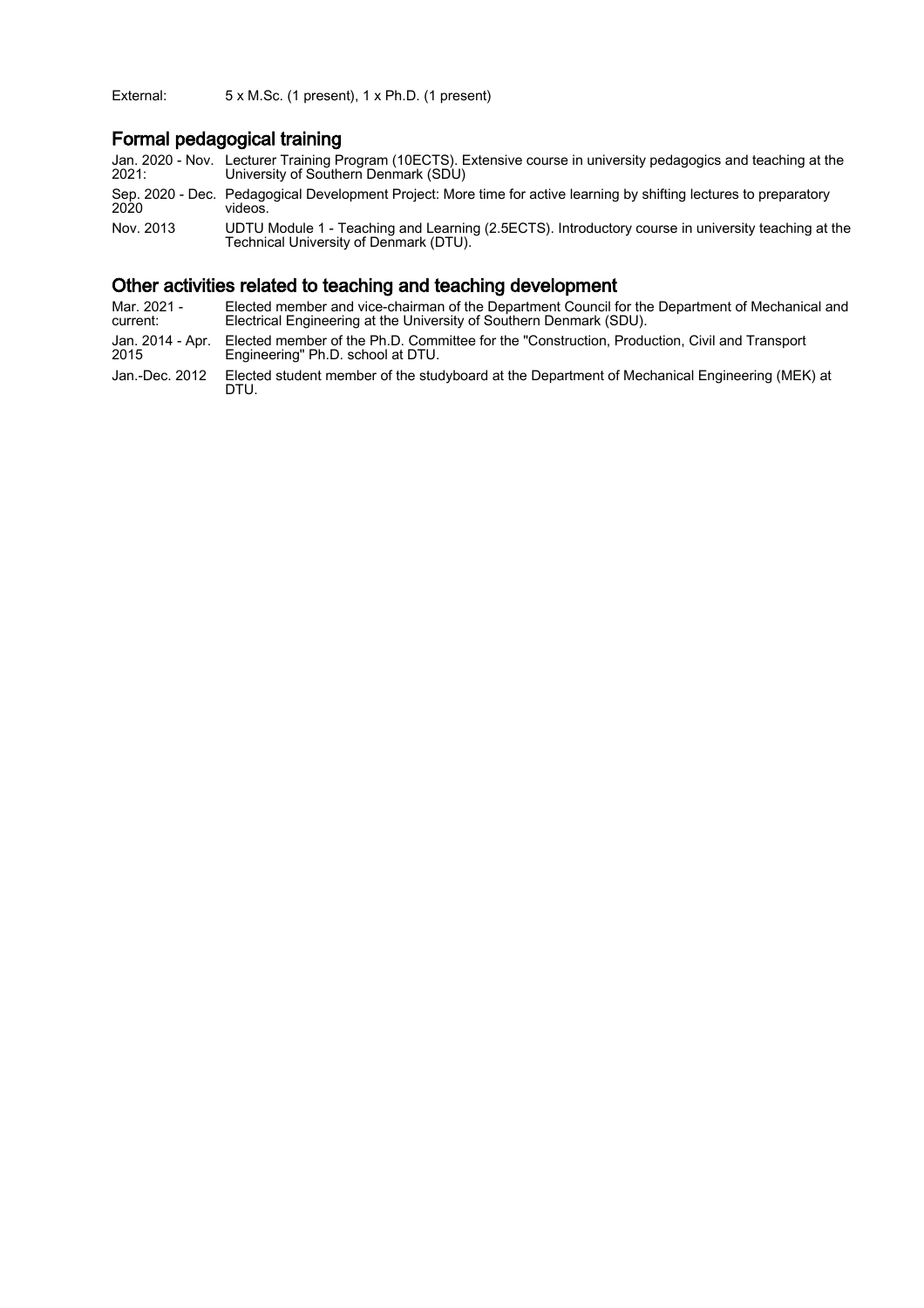External: 5 x M.Sc. (1 present), 1 x Ph.D. (1 present)

## Formal pedagogical training

| | |
|---|---|
| Jan. 2020 - Nov. 2021: | Lecturer Training Program (10ECTS). Extensive course in university pedagogics and teaching at the University of Southern Denmark (SDU) |
| Sep. 2020 - Dec. 2020 | Pedagogical Development Project: More time for active learning by shifting lectures to preparatory videos. |
| Nov. 2013 | UDTU Module 1 - Teaching and Learning (2.5ECTS). Introductory course in university teaching at the Technical University of Denmark (DTU). |

## Other activities related to teaching and teaching development

| | |
|---|---|
| Mar. 2021 - current: | Elected member and vice-chairman of the Department Council for the Department of Mechanical and Electrical Engineering at the University of Southern Denmark (SDU). |
| Jan. 2014 - Apr. 2015 | Elected member of the Ph.D. Committee for the "Construction, Production, Civil and Transport Engineering" Ph.D. school at DTU. |
| Jan.-Dec. 2012 | Elected student member of the studyboard at the Department of Mechanical Engineering (MEK) at DTU. |